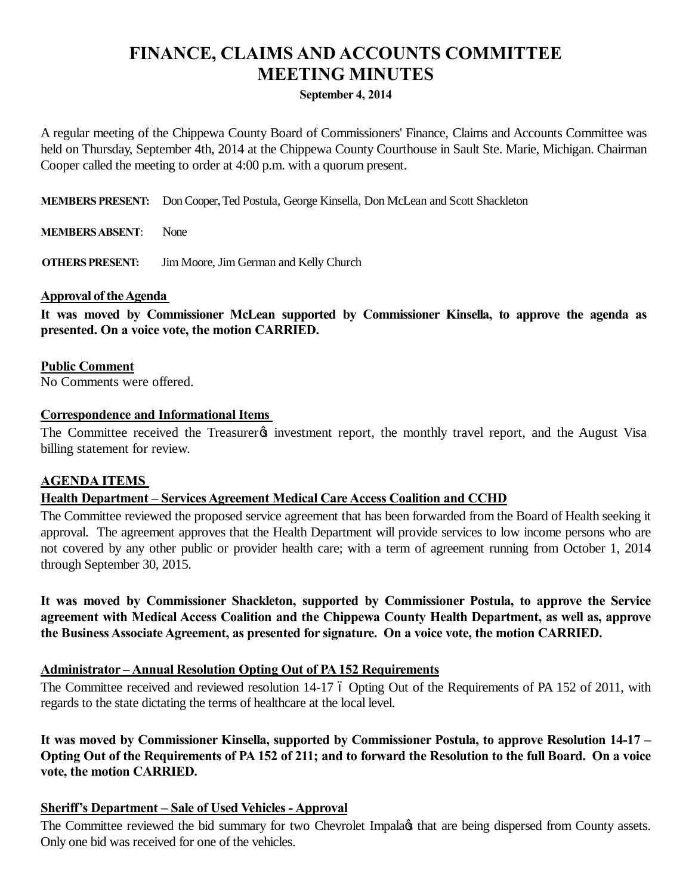# FINANCE, CLAIMS AND ACCOUNTS COMMITTEE MEETING MINUTES

**September 4, 2014**

A regular meeting of the Chippewa County Board of Commissioners' Finance, Claims and Accounts Committee was held on Thursday, September 4th, 2014 at the Chippewa County Courthouse in Sault Ste. Marie, Michigan. Chairman Cooper called the meeting to order at 4:00 p.m. with a quorum present.

**MEMBERS PRESENT:** Don Cooper, Ted Postula, George Kinsella, Don McLean and Scott Shackleton

**MEMBERS ABSENT**: None

**OTHERS PRESENT:** Jim Moore, Jim German and Kelly Church

**Approval of the Agenda**

**It was moved by Commissioner McLean supported by Commissioner Kinsella, to approve the agenda as presented. On a voice vote, the motion CARRIED.**

**Public Comment**

No Comments were offered.

**Correspondence and Informational Items**

The Committee received the Treasurer's investment report, the monthly travel report, and the August Visa billing statement for review.

**AGENDA ITEMS**

**Health Department – Services Agreement Medical Care Access Coalition and CCHD**

The Committee reviewed the proposed service agreement that has been forwarded from the Board of Health seeking it approval. The agreement approves that the Health Department will provide services to low income persons who are not covered by any other public or provider health care; with a term of agreement running from October 1, 2014 through September 30, 2015.

**It was moved by Commissioner Shackleton, supported by Commissioner Postula, to approve the Service agreement with Medical Access Coalition and the Chippewa County Health Department, as well as, approve the Business Associate Agreement, as presented for signature. On a voice vote, the motion CARRIED.**

**Administrator – Annual Resolution Opting Out of PA 152 Requirements**

The Committee received and reviewed resolution 14-17 – Opting Out of the Requirements of PA 152 of 2011, with regards to the state dictating the terms of healthcare at the local level.

**It was moved by Commissioner Kinsella, supported by Commissioner Postula, to approve Resolution 14-17 – Opting Out of the Requirements of PA 152 of 211; and to forward the Resolution to the full Board. On a voice vote, the motion CARRIED.**

**Sheriff's Department – Sale of Used Vehicles - Approval**

The Committee reviewed the bid summary for two Chevrolet Impala's that are being dispersed from County assets. Only one bid was received for one of the vehicles.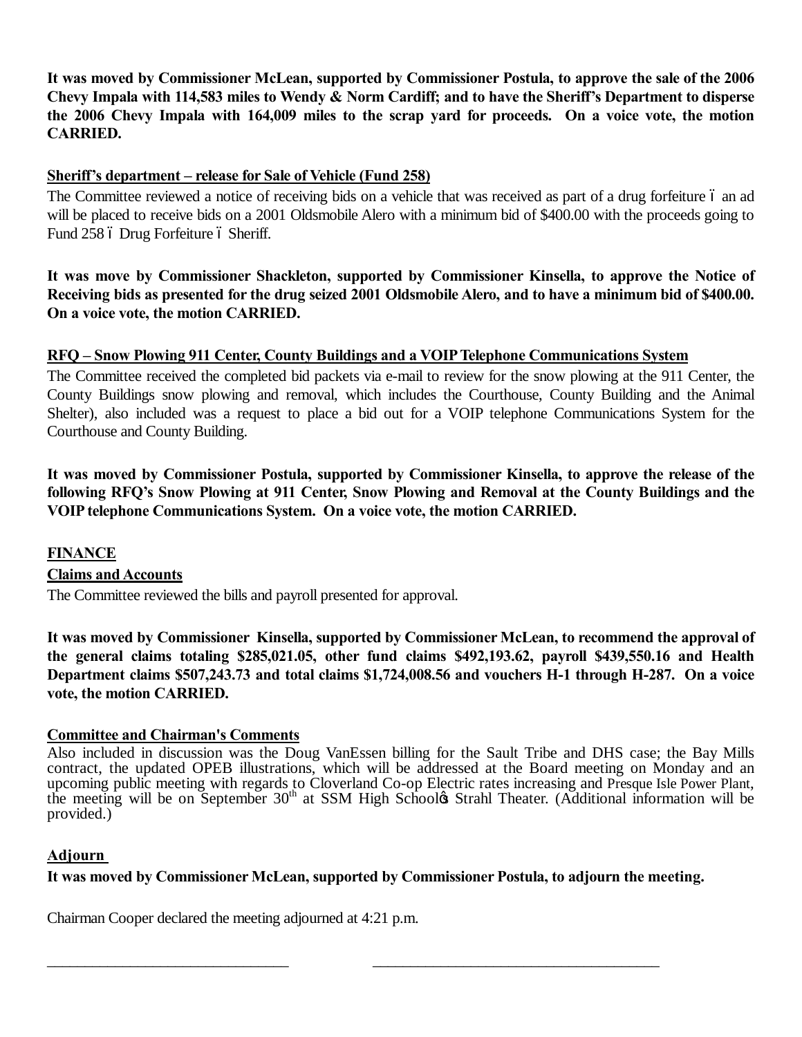**It was moved by Commissioner McLean, supported by Commissioner Postula, to approve the sale of the 2006 Chevy Impala with 114,583 miles to Wendy & Norm Cardiff; and to have the Sheriff's Department to disperse the 2006 Chevy Impala with 164,009 miles to the scrap yard for proceeds. On a voice vote, the motion CARRIED.**

**Sheriff's department – release for Sale of Vehicle (Fund 258)**

The Committee reviewed a notice of receiving bids on a vehicle that was received as part of a drug forfeiture – an ad will be placed to receive bids on a 2001 Oldsmobile Alero with a minimum bid of $400.00 with the proceeds going to Fund 258 – Drug Forfeiture – Sheriff.

**It was move by Commissioner Shackleton, supported by Commissioner Kinsella, to approve the Notice of Receiving bids as presented for the drug seized 2001 Oldsmobile Alero, and to have a minimum bid of $400.00. On a voice vote, the motion CARRIED.**

**RFQ – Snow Plowing 911 Center, County Buildings and a VOIP Telephone Communications System**

The Committee received the completed bid packets via e-mail to review for the snow plowing at the 911 Center, the County Buildings snow plowing and removal, which includes the Courthouse, County Building and the Animal Shelter), also included was a request to place a bid out for a VOIP telephone Communications System for the Courthouse and County Building.

**It was moved by Commissioner Postula, supported by Commissioner Kinsella, to approve the release of the following RFQ's Snow Plowing at 911 Center, Snow Plowing and Removal at the County Buildings and the VOIP telephone Communications System. On a voice vote, the motion CARRIED.**

**FINANCE**

**Claims and Accounts**

The Committee reviewed the bills and payroll presented for approval.

**It was moved by Commissioner Kinsella, supported by Commissioner McLean, to recommend the approval of the general claims totaling $285,021.05, other fund claims $492,193.62, payroll $439,550.16 and Health Department claims $507,243.73 and total claims $1,724,008.56 and vouchers H-1 through H-287. On a voice vote, the motion CARRIED.**

**Committee and Chairman's Comments**

Also included in discussion was the Doug VanEssen billing for the Sault Tribe and DHS case; the Bay Mills contract, the updated OPEB illustrations, which will be addressed at the Board meeting on Monday and an upcoming public meeting with regards to Cloverland Co-op Electric rates increasing and Presque Isle Power Plant, the meeting will be on September 30th at SSM High School's Strahl Theater. (Additional information will be provided.)

**Adjourn**

**It was moved by Commissioner McLean, supported by Commissioner Postula, to adjourn the meeting.**

Chairman Cooper declared the meeting adjourned at 4:21 p.m.

\_\_\_\_\_\_\_\_\_\_\_\_\_\_\_\_\_\_\_\_\_\_\_\_\_\_\_\_\_\_\_\_ \_\_\_\_\_\_\_\_\_\_\_\_\_\_\_\_\_\_\_\_\_\_\_\_\_\_\_\_\_\_\_\_\_\_\_\_\_\_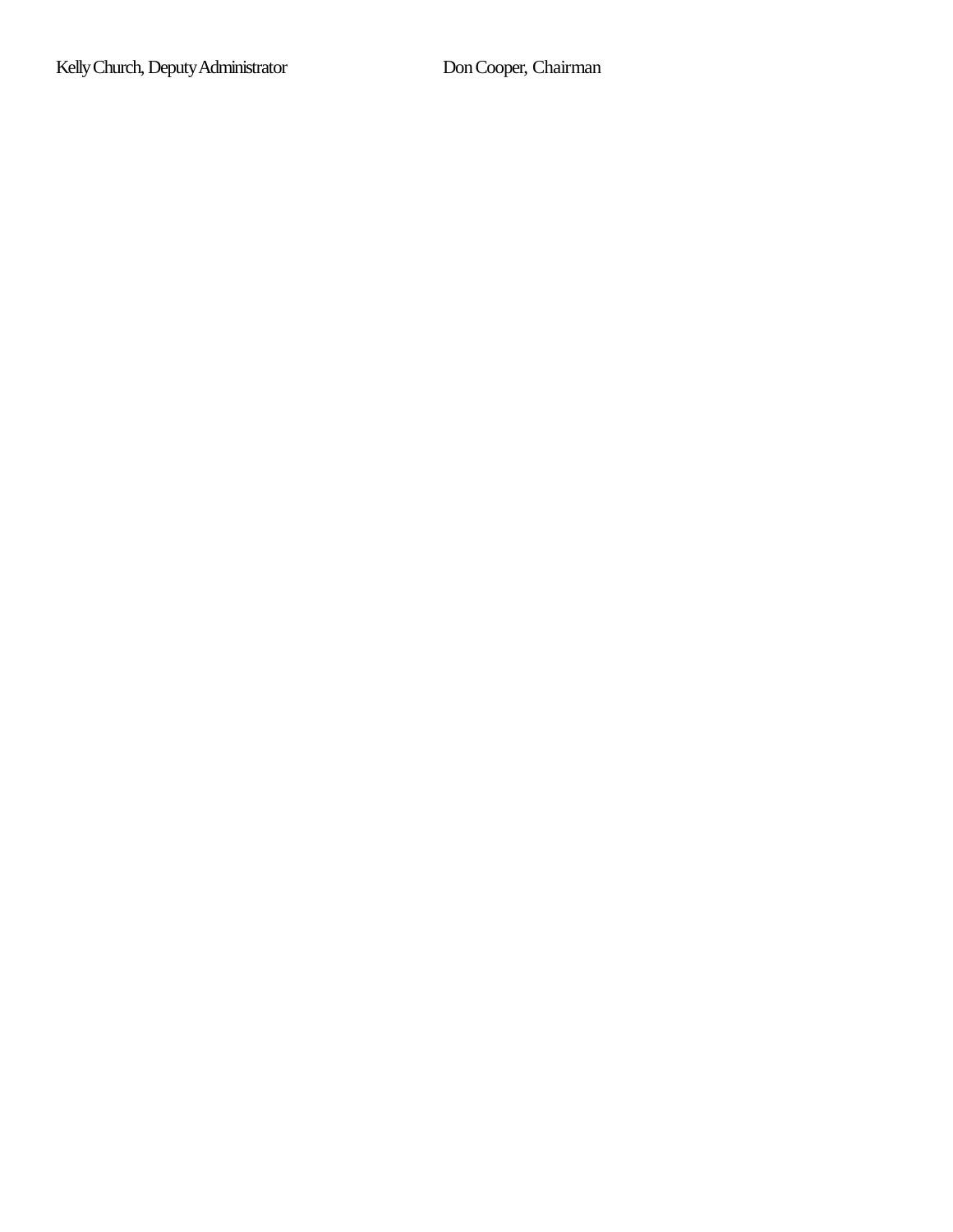Kelly Church, Deputy Administrator

Don Cooper, Chairman